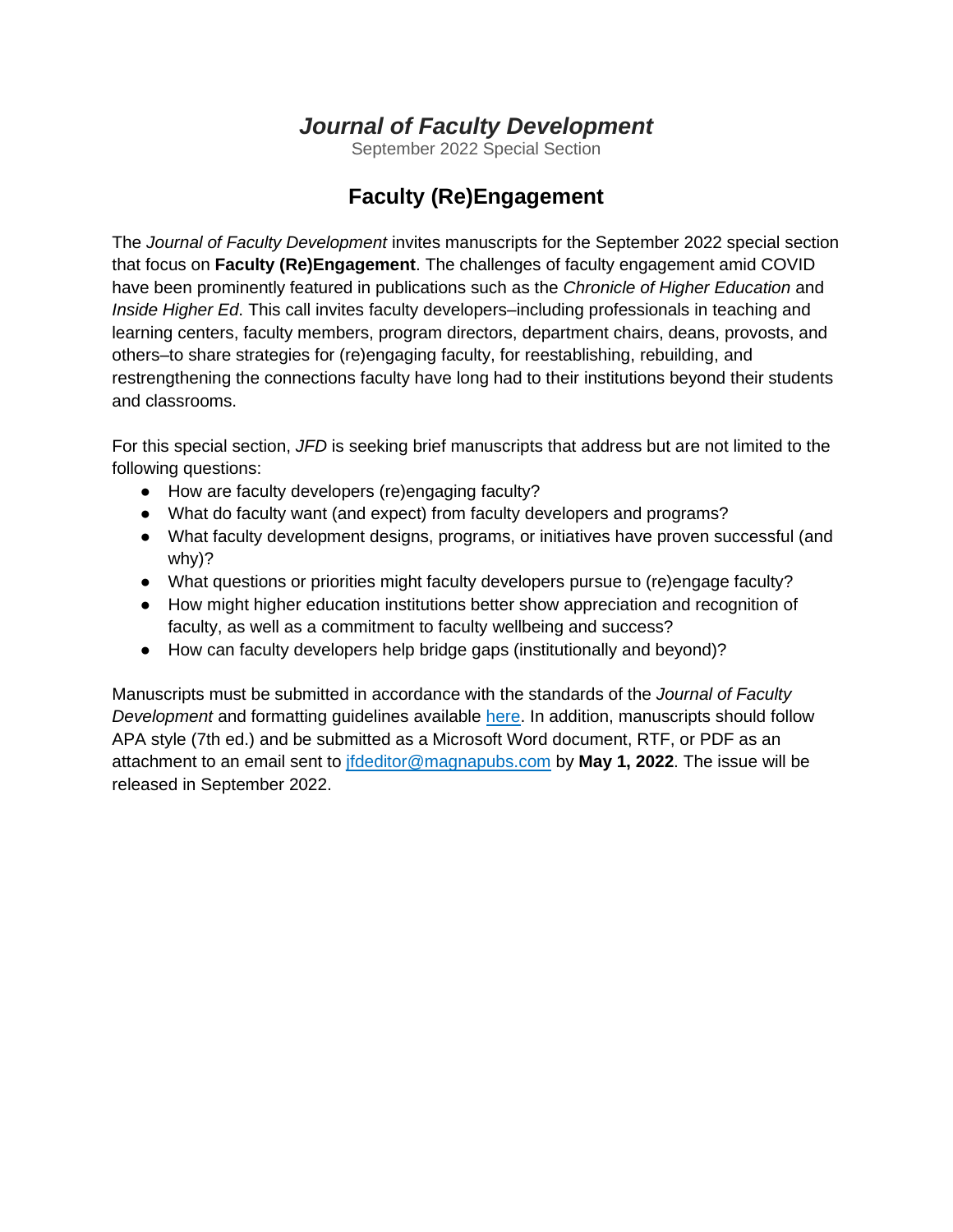# *Journal of Faculty Development*

September 2022 Special Section

## Faculty (Re)Engagement

The *Journal of Faculty Development* invites manuscripts for the September 2022 special section that focus on **Faculty (Re)Engagement**. The challenges of faculty engagement amid COVID have been prominently featured in publications such as the *Chronicle of Higher Education* and *Inside Higher Ed*. This call invites faculty developers–including professionals in teaching and learning centers, faculty members, program directors, department chairs, deans, provosts, and others–to share strategies for (re)engaging faculty, for reestablishing, rebuilding, and restrengthening the connections faculty have long had to their institutions beyond their students and classrooms.

For this special section, *JFD* is seeking brief manuscripts that address but are not limited to the following questions:

- How are faculty developers (re)engaging faculty?
- What do faculty want (and expect) from faculty developers and programs?
- What faculty development designs, programs, or initiatives have proven successful (and why)?
- What questions or priorities might faculty developers pursue to (re)engage faculty?
- How might higher education institutions better show appreciation and recognition of faculty, as well as a commitment to faculty wellbeing and success?
- How can faculty developers help bridge gaps (institutionally and beyond)?

Manuscripts must be submitted in accordance with the standards of the *Journal of Faculty Development* and formatting guidelines available here. In addition, manuscripts should follow APA style (7th ed.) and be submitted as a Microsoft Word document, RTF, or PDF as an attachment to an email sent to jfdeditor@magnapubs.com by **May 1, 2022**. The issue will be released in September 2022.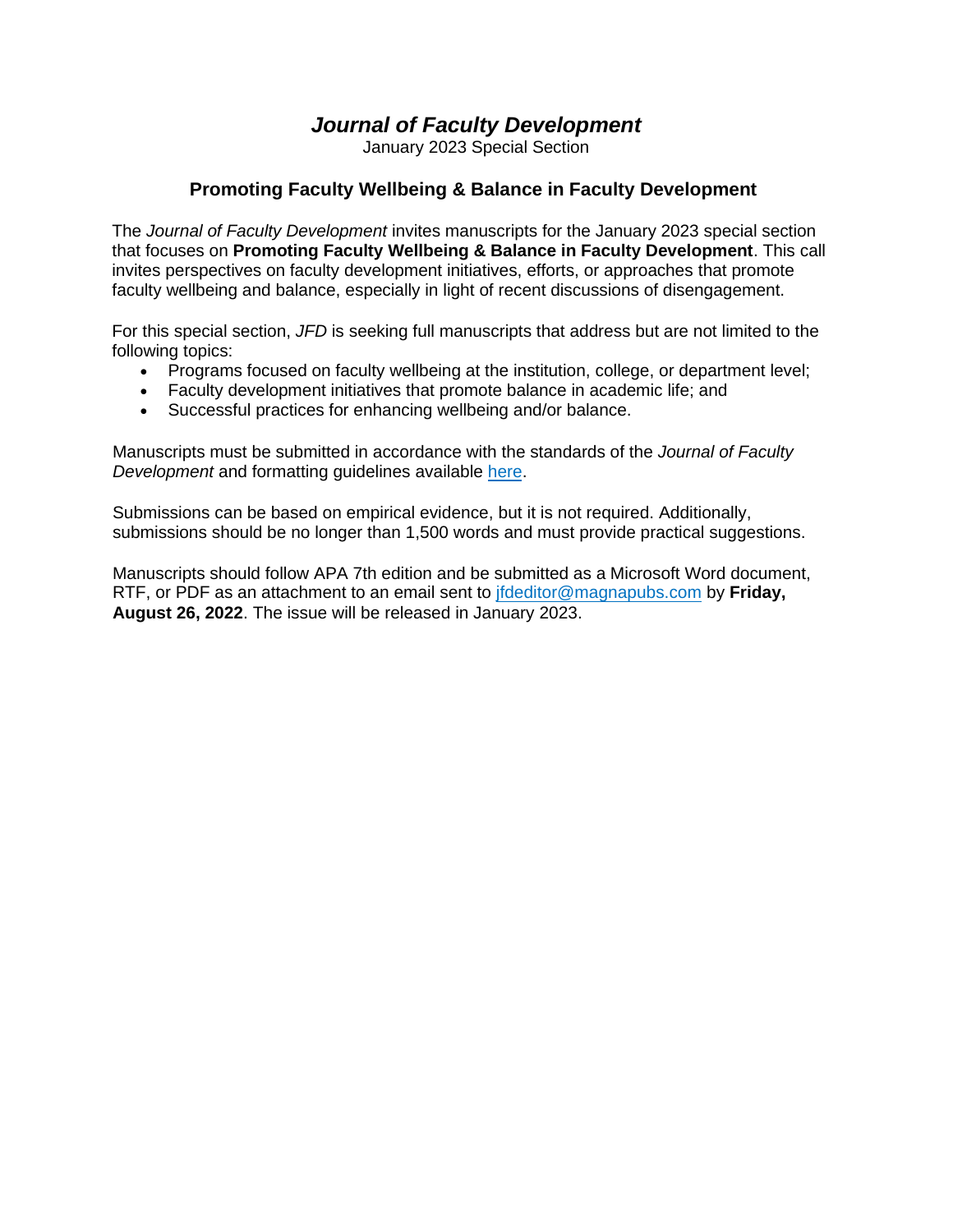# *Journal of Faculty Development*

January 2023 Special Section

## Promoting Faculty Wellbeing & Balance in Faculty Development

The *Journal of Faculty Development* invites manuscripts for the January 2023 special section that focuses on **Promoting Faculty Wellbeing & Balance in Faculty Development**. This call invites perspectives on faculty development initiatives, efforts, or approaches that promote faculty wellbeing and balance, especially in light of recent discussions of disengagement.

For this special section, *JFD* is seeking full manuscripts that address but are not limited to the following topics:

- Programs focused on faculty wellbeing at the institution, college, or department level;
- Faculty development initiatives that promote balance in academic life; and
- Successful practices for enhancing wellbeing and/or balance.

Manuscripts must be submitted in accordance with the standards of the *Journal of Faculty Development* and formatting guidelines available here.

Submissions can be based on empirical evidence, but it is not required. Additionally, submissions should be no longer than 1,500 words and must provide practical suggestions.

Manuscripts should follow APA 7th edition and be submitted as a Microsoft Word document, RTF, or PDF as an attachment to an email sent to jfdeditor@magnapubs.com by **Friday, August 26, 2022**. The issue will be released in January 2023.